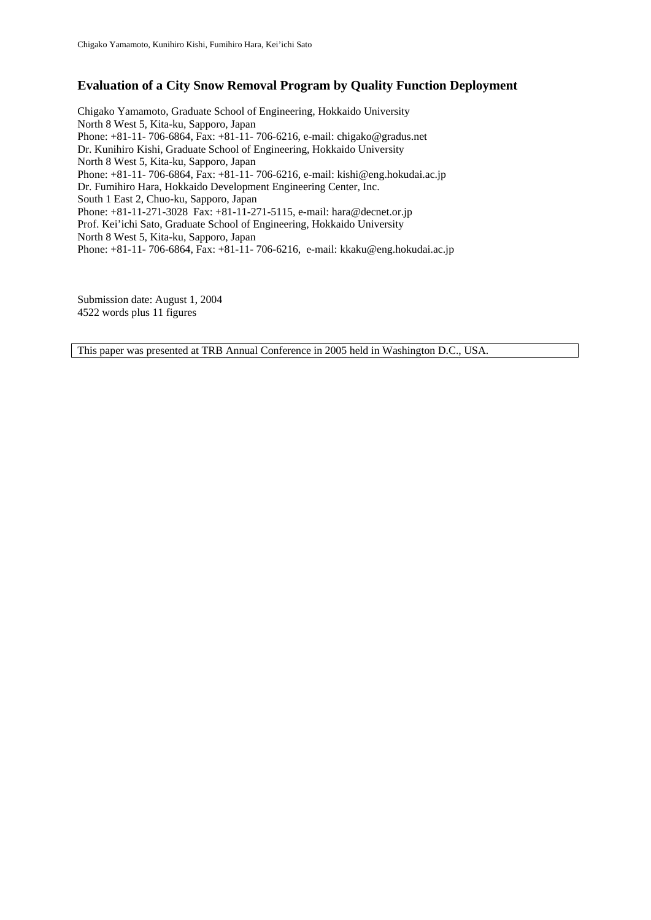# Evaluation of a City Snow Removal Program by Quality Function Deployment

Chigako Yamamoto, Graduate School of Engineering, Hokkaido University
North 8 West 5, Kita-ku, Sapporo, Japan
Phone: +81-11- 706-6864, Fax: +81-11- 706-6216, e-mail: chigako@gradus.net
Dr. Kunihiro Kishi, Graduate School of Engineering, Hokkaido University
North 8 West 5, Kita-ku, Sapporo, Japan
Phone: +81-11- 706-6864, Fax: +81-11- 706-6216, e-mail: kishi@eng.hokudai.ac.jp
Dr. Fumihiro Hara, Hokkaido Development Engineering Center, Inc.
South 1 East 2, Chuo-ku, Sapporo, Japan
Phone: +81-11-271-3028 Fax: +81-11-271-5115, e-mail: hara@decnet.or.jp
Prof. Kei'ichi Sato, Graduate School of Engineering, Hokkaido University
North 8 West 5, Kita-ku, Sapporo, Japan
Phone: +81-11- 706-6864, Fax: +81-11- 706-6216, e-mail: kkaku@eng.hokudai.ac.jp

Submission date: August 1, 2004
4522 words plus 11 figures

This paper was presented at TRB Annual Conference in 2005 held in Washington D.C., USA.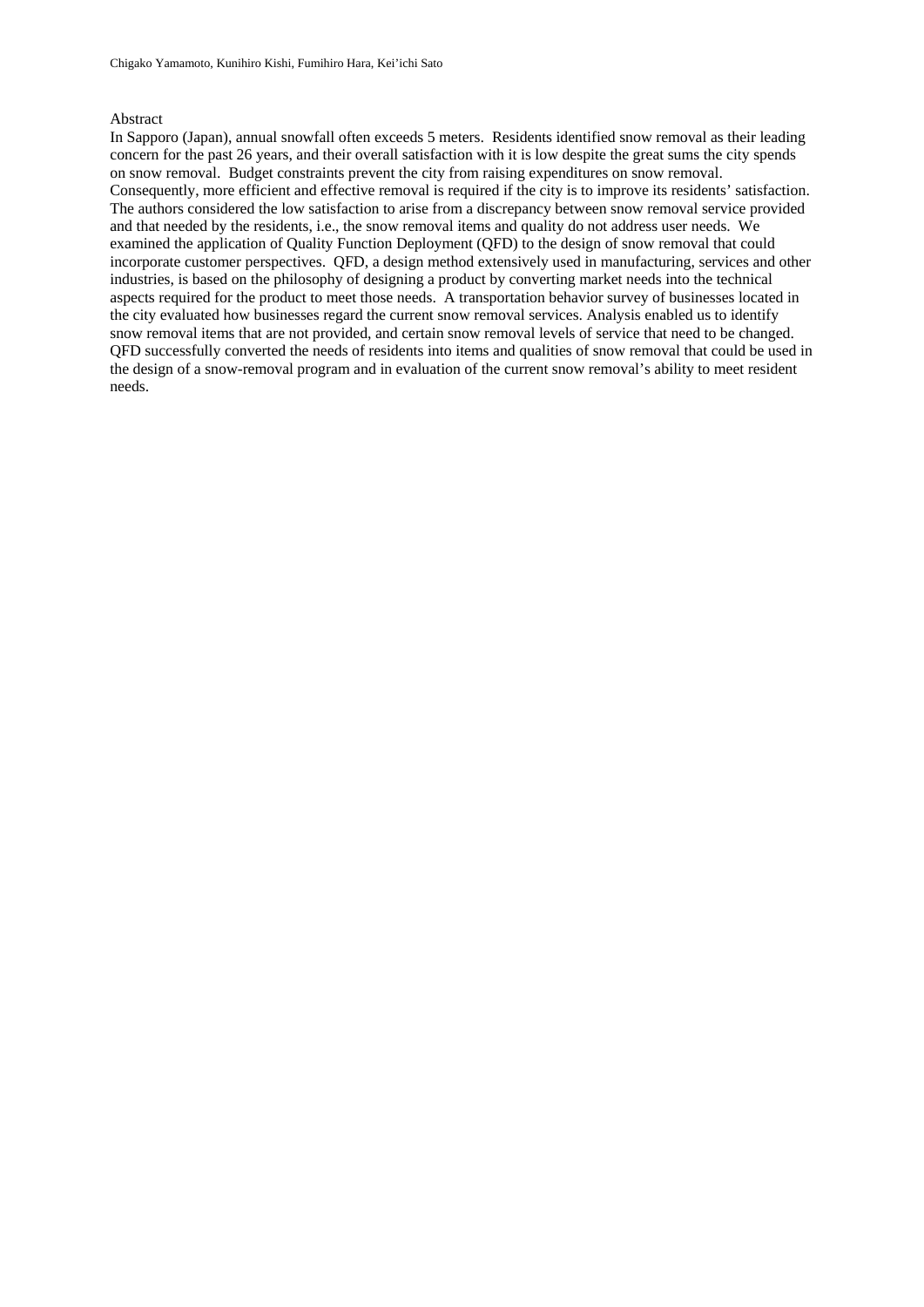Chigako Yamamoto, Kunihiro Kishi, Fumihiro Hara, Kei'ichi Sato

## Abstract

In Sapporo (Japan), annual snowfall often exceeds 5 meters. Residents identified snow removal as their leading concern for the past 26 years, and their overall satisfaction with it is low despite the great sums the city spends on snow removal. Budget constraints prevent the city from raising expenditures on snow removal. Consequently, more efficient and effective removal is required if the city is to improve its residents' satisfaction. The authors considered the low satisfaction to arise from a discrepancy between snow removal service provided and that needed by the residents, i.e., the snow removal items and quality do not address user needs. We examined the application of Quality Function Deployment (QFD) to the design of snow removal that could incorporate customer perspectives. QFD, a design method extensively used in manufacturing, services and other industries, is based on the philosophy of designing a product by converting market needs into the technical aspects required for the product to meet those needs. A transportation behavior survey of businesses located in the city evaluated how businesses regard the current snow removal services. Analysis enabled us to identify snow removal items that are not provided, and certain snow removal levels of service that need to be changed. QFD successfully converted the needs of residents into items and qualities of snow removal that could be used in the design of a snow-removal program and in evaluation of the current snow removal's ability to meet resident needs.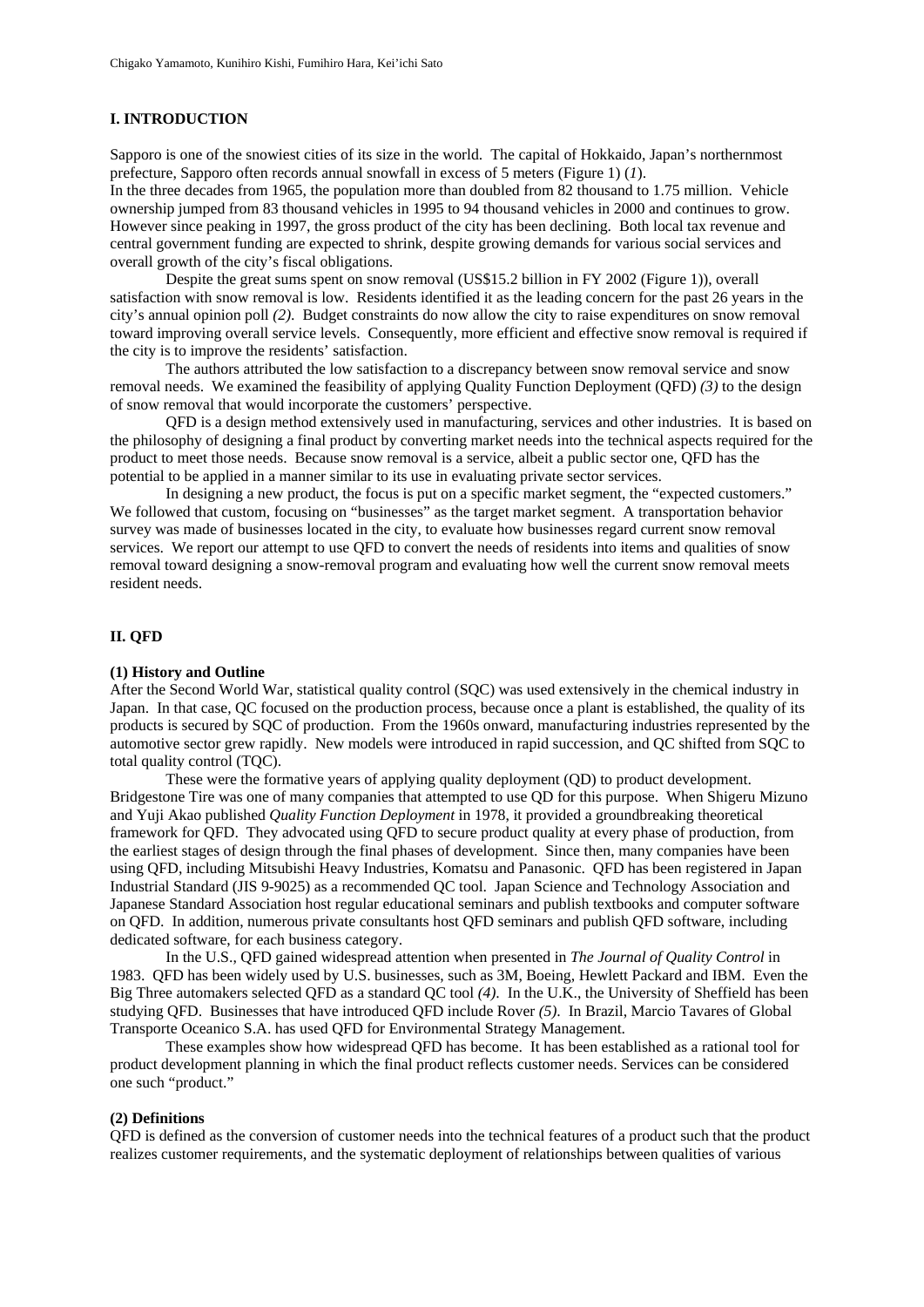## I. INTRODUCTION

Sapporo is one of the snowiest cities of its size in the world. The capital of Hokkaido, Japan's northernmost prefecture, Sapporo often records annual snowfall in excess of 5 meters (Figure 1) (*1*).
In the three decades from 1965, the population more than doubled from 82 thousand to 1.75 million. Vehicle ownership jumped from 83 thousand vehicles in 1995 to 94 thousand vehicles in 2000 and continues to grow. However since peaking in 1997, the gross product of the city has been declining. Both local tax revenue and central government funding are expected to shrink, despite growing demands for various social services and overall growth of the city's fiscal obligations.

Despite the great sums spent on snow removal (US$15.2 billion in FY 2002 (Figure 1)), overall satisfaction with snow removal is low. Residents identified it as the leading concern for the past 26 years in the city's annual opinion poll *(2)*. Budget constraints do now allow the city to raise expenditures on snow removal toward improving overall service levels. Consequently, more efficient and effective snow removal is required if the city is to improve the residents' satisfaction.

The authors attributed the low satisfaction to a discrepancy between snow removal service and snow removal needs. We examined the feasibility of applying Quality Function Deployment (QFD) *(3)* to the design of snow removal that would incorporate the customers' perspective.

QFD is a design method extensively used in manufacturing, services and other industries. It is based on the philosophy of designing a final product by converting market needs into the technical aspects required for the product to meet those needs. Because snow removal is a service, albeit a public sector one, QFD has the potential to be applied in a manner similar to its use in evaluating private sector services.

In designing a new product, the focus is put on a specific market segment, the "expected customers." We followed that custom, focusing on "businesses" as the target market segment. A transportation behavior survey was made of businesses located in the city, to evaluate how businesses regard current snow removal services. We report our attempt to use QFD to convert the needs of residents into items and qualities of snow removal toward designing a snow-removal program and evaluating how well the current snow removal meets resident needs.

## II. QFD

### (1) History and Outline

After the Second World War, statistical quality control (SQC) was used extensively in the chemical industry in Japan. In that case, QC focused on the production process, because once a plant is established, the quality of its products is secured by SQC of production. From the 1960s onward, manufacturing industries represented by the automotive sector grew rapidly. New models were introduced in rapid succession, and QC shifted from SQC to total quality control (TQC).

These were the formative years of applying quality deployment (QD) to product development. Bridgestone Tire was one of many companies that attempted to use QD for this purpose. When Shigeru Mizuno and Yuji Akao published *Quality Function Deployment* in 1978, it provided a groundbreaking theoretical framework for QFD. They advocated using QFD to secure product quality at every phase of production, from the earliest stages of design through the final phases of development. Since then, many companies have been using QFD, including Mitsubishi Heavy Industries, Komatsu and Panasonic. QFD has been registered in Japan Industrial Standard (JIS 9-9025) as a recommended QC tool. Japan Science and Technology Association and Japanese Standard Association host regular educational seminars and publish textbooks and computer software on QFD. In addition, numerous private consultants host QFD seminars and publish QFD software, including dedicated software, for each business category.

In the U.S., QFD gained widespread attention when presented in *The Journal of Quality Control* in 1983. QFD has been widely used by U.S. businesses, such as 3M, Boeing, Hewlett Packard and IBM. Even the Big Three automakers selected QFD as a standard QC tool *(4)*. In the U.K., the University of Sheffield has been studying QFD. Businesses that have introduced QFD include Rover *(5)*. In Brazil, Marcio Tavares of Global Transporte Oceanico S.A. has used QFD for Environmental Strategy Management.

These examples show how widespread QFD has become. It has been established as a rational tool for product development planning in which the final product reflects customer needs. Services can be considered one such "product."

### (2) Definitions

QFD is defined as the conversion of customer needs into the technical features of a product such that the product realizes customer requirements, and the systematic deployment of relationships between qualities of various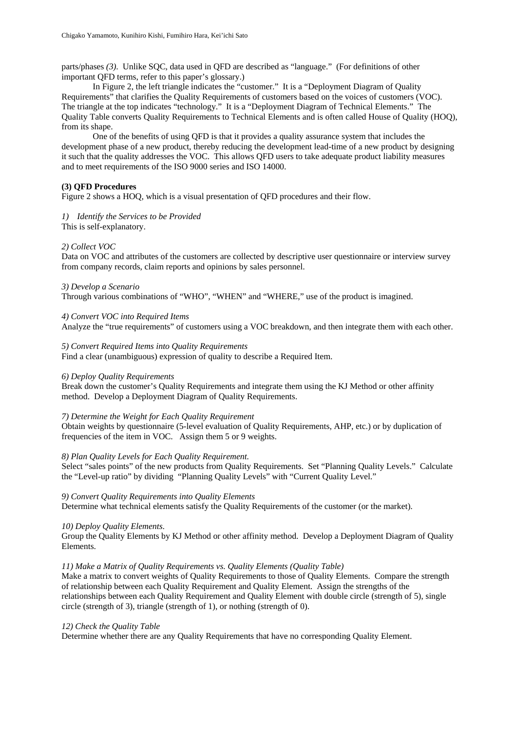parts/phases *(3)*. Unlike SQC, data used in QFD are described as "language." (For definitions of other important QFD terms, refer to this paper's glossary.)

In Figure 2, the left triangle indicates the "customer." It is a "Deployment Diagram of Quality Requirements" that clarifies the Quality Requirements of customers based on the voices of customers (VOC). The triangle at the top indicates "technology." It is a "Deployment Diagram of Technical Elements." The Quality Table converts Quality Requirements to Technical Elements and is often called House of Quality (HOQ), from its shape.

One of the benefits of using QFD is that it provides a quality assurance system that includes the development phase of a new product, thereby reducing the development lead-time of a new product by designing it such that the quality addresses the VOC. This allows QFD users to take adequate product liability measures and to meet requirements of the ISO 9000 series and ISO 14000.

**(3) QFD Procedures**

Figure 2 shows a HOQ, which is a visual presentation of QFD procedures and their flow.

*1) Identify the Services to be Provided*

This is self-explanatory.

*2) Collect VOC*

Data on VOC and attributes of the customers are collected by descriptive user questionnaire or interview survey from company records, claim reports and opinions by sales personnel.

*3) Develop a Scenario*

Through various combinations of "WHO", "WHEN" and "WHERE," use of the product is imagined.

*4) Convert VOC into Required Items*

Analyze the "true requirements" of customers using a VOC breakdown, and then integrate them with each other.

*5) Convert Required Items into Quality Requirements*

Find a clear (unambiguous) expression of quality to describe a Required Item.

*6) Deploy Quality Requirements*

Break down the customer's Quality Requirements and integrate them using the KJ Method or other affinity method. Develop a Deployment Diagram of Quality Requirements.

*7) Determine the Weight for Each Quality Requirement*

Obtain weights by questionnaire (5-level evaluation of Quality Requirements, AHP, etc.) or by duplication of frequencies of the item in VOC. Assign them 5 or 9 weights.

*8) Plan Quality Levels for Each Quality Requirement.*

Select "sales points" of the new products from Quality Requirements. Set "Planning Quality Levels." Calculate the "Level-up ratio" by dividing "Planning Quality Levels" with "Current Quality Level."

*9) Convert Quality Requirements into Quality Elements*

Determine what technical elements satisfy the Quality Requirements of the customer (or the market).

*10) Deploy Quality Elements.*

Group the Quality Elements by KJ Method or other affinity method. Develop a Deployment Diagram of Quality Elements.

*11) Make a Matrix of Quality Requirements vs. Quality Elements (Quality Table)*

Make a matrix to convert weights of Quality Requirements to those of Quality Elements. Compare the strength of relationship between each Quality Requirement and Quality Element. Assign the strengths of the relationships between each Quality Requirement and Quality Element with double circle (strength of 5), single circle (strength of 3), triangle (strength of 1), or nothing (strength of 0).

*12) Check the Quality Table*

Determine whether there are any Quality Requirements that have no corresponding Quality Element.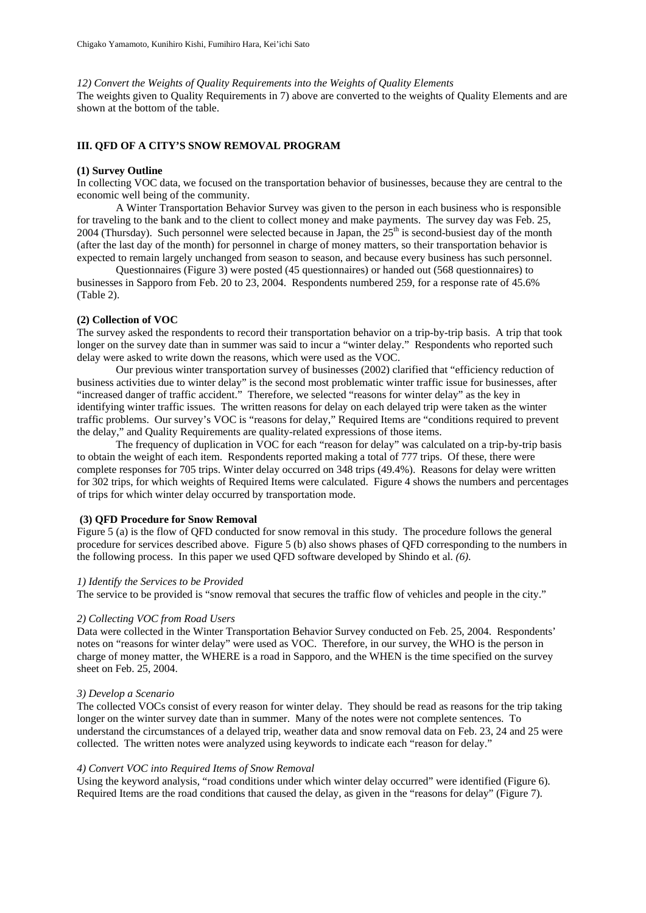*12) Convert the Weights of Quality Requirements into the Weights of Quality Elements*

The weights given to Quality Requirements in 7) above are converted to the weights of Quality Elements and are shown at the bottom of the table.

## III. QFD OF A CITY'S SNOW REMOVAL PROGRAM

### (1) Survey Outline

In collecting VOC data, we focused on the transportation behavior of businesses, because they are central to the economic well being of the community.

A Winter Transportation Behavior Survey was given to the person in each business who is responsible for traveling to the bank and to the client to collect money and make payments. The survey day was Feb. 25, 2004 (Thursday). Such personnel were selected because in Japan, the 25th is second-busiest day of the month (after the last day of the month) for personnel in charge of money matters, so their transportation behavior is expected to remain largely unchanged from season to season, and because every business has such personnel.

Questionnaires (Figure 3) were posted (45 questionnaires) or handed out (568 questionnaires) to businesses in Sapporo from Feb. 20 to 23, 2004. Respondents numbered 259, for a response rate of 45.6% (Table 2).

### (2) Collection of VOC

The survey asked the respondents to record their transportation behavior on a trip-by-trip basis. A trip that took longer on the survey date than in summer was said to incur a "winter delay." Respondents who reported such delay were asked to write down the reasons, which were used as the VOC.

Our previous winter transportation survey of businesses (2002) clarified that "efficiency reduction of business activities due to winter delay" is the second most problematic winter traffic issue for businesses, after "increased danger of traffic accident." Therefore, we selected "reasons for winter delay" as the key in identifying winter traffic issues. The written reasons for delay on each delayed trip were taken as the winter traffic problems. Our survey's VOC is "reasons for delay," Required Items are "conditions required to prevent the delay," and Quality Requirements are quality-related expressions of those items.

The frequency of duplication in VOC for each "reason for delay" was calculated on a trip-by-trip basis to obtain the weight of each item. Respondents reported making a total of 777 trips. Of these, there were complete responses for 705 trips. Winter delay occurred on 348 trips (49.4%). Reasons for delay were written for 302 trips, for which weights of Required Items were calculated. Figure 4 shows the numbers and percentages of trips for which winter delay occurred by transportation mode.

### (3) QFD Procedure for Snow Removal

Figure 5 (a) is the flow of QFD conducted for snow removal in this study. The procedure follows the general procedure for services described above. Figure 5 (b) also shows phases of QFD corresponding to the numbers in the following process. In this paper we used QFD software developed by Shindo et al. *(6)*.

*1) Identify the Services to be Provided*

The service to be provided is "snow removal that secures the traffic flow of vehicles and people in the city."

*2) Collecting VOC from Road Users*

Data were collected in the Winter Transportation Behavior Survey conducted on Feb. 25, 2004. Respondents' notes on "reasons for winter delay" were used as VOC. Therefore, in our survey, the WHO is the person in charge of money matter, the WHERE is a road in Sapporo, and the WHEN is the time specified on the survey sheet on Feb. 25, 2004.

*3) Develop a Scenario*

The collected VOCs consist of every reason for winter delay. They should be read as reasons for the trip taking longer on the winter survey date than in summer. Many of the notes were not complete sentences. To understand the circumstances of a delayed trip, weather data and snow removal data on Feb. 23, 24 and 25 were collected. The written notes were analyzed using keywords to indicate each "reason for delay."

*4) Convert VOC into Required Items of Snow Removal*

Using the keyword analysis, "road conditions under which winter delay occurred" were identified (Figure 6). Required Items are the road conditions that caused the delay, as given in the "reasons for delay" (Figure 7).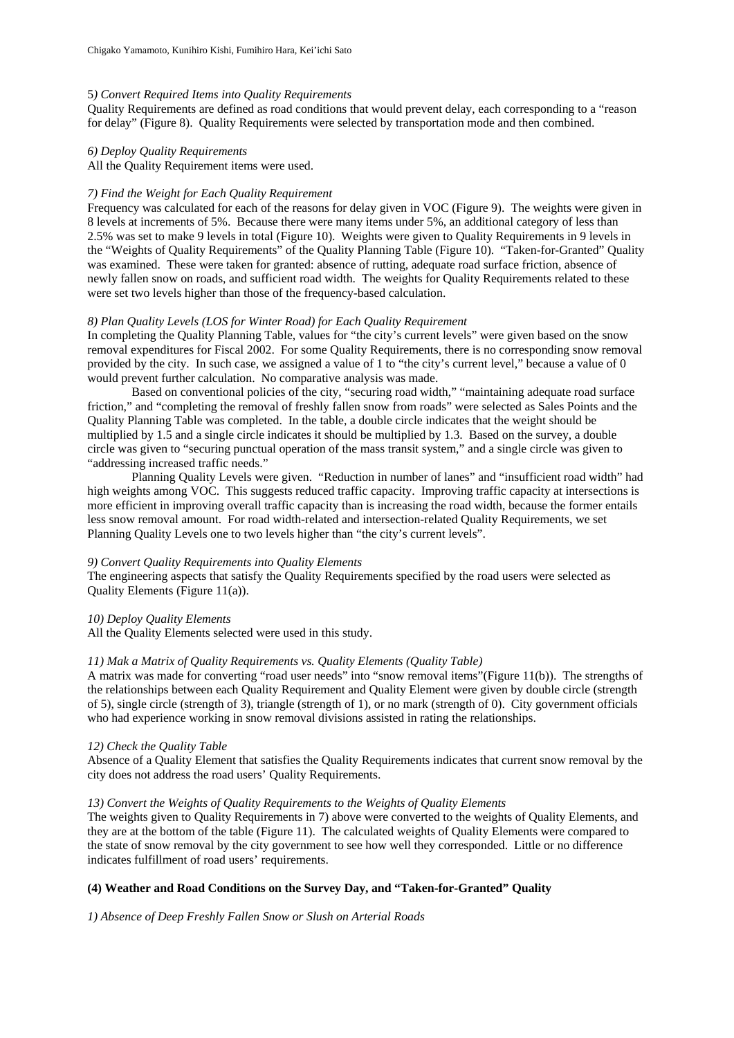*5) Convert Required Items into Quality Requirements*

Quality Requirements are defined as road conditions that would prevent delay, each corresponding to a "reason for delay" (Figure 8). Quality Requirements were selected by transportation mode and then combined.

*6) Deploy Quality Requirements*

All the Quality Requirement items were used.

*7) Find the Weight for Each Quality Requirement*

Frequency was calculated for each of the reasons for delay given in VOC (Figure 9). The weights were given in 8 levels at increments of 5%. Because there were many items under 5%, an additional category of less than 2.5% was set to make 9 levels in total (Figure 10). Weights were given to Quality Requirements in 9 levels in the "Weights of Quality Requirements" of the Quality Planning Table (Figure 10). "Taken-for-Granted" Quality was examined. These were taken for granted: absence of rutting, adequate road surface friction, absence of newly fallen snow on roads, and sufficient road width. The weights for Quality Requirements related to these were set two levels higher than those of the frequency-based calculation.

*8) Plan Quality Levels (LOS for Winter Road) for Each Quality Requirement*

In completing the Quality Planning Table, values for "the city's current levels" were given based on the snow removal expenditures for Fiscal 2002. For some Quality Requirements, there is no corresponding snow removal provided by the city. In such case, we assigned a value of 1 to "the city's current level," because a value of 0 would prevent further calculation. No comparative analysis was made.

Based on conventional policies of the city, "securing road width," "maintaining adequate road surface friction," and "completing the removal of freshly fallen snow from roads" were selected as Sales Points and the Quality Planning Table was completed. In the table, a double circle indicates that the weight should be multiplied by 1.5 and a single circle indicates it should be multiplied by 1.3. Based on the survey, a double circle was given to "securing punctual operation of the mass transit system," and a single circle was given to "addressing increased traffic needs."

Planning Quality Levels were given. "Reduction in number of lanes" and "insufficient road width" had high weights among VOC. This suggests reduced traffic capacity. Improving traffic capacity at intersections is more efficient in improving overall traffic capacity than is increasing the road width, because the former entails less snow removal amount. For road width-related and intersection-related Quality Requirements, we set Planning Quality Levels one to two levels higher than "the city's current levels".

*9) Convert Quality Requirements into Quality Elements*

The engineering aspects that satisfy the Quality Requirements specified by the road users were selected as Quality Elements (Figure 11(a)).

*10) Deploy Quality Elements*

All the Quality Elements selected were used in this study.

*11) Mak a Matrix of Quality Requirements vs. Quality Elements (Quality Table)*

A matrix was made for converting "road user needs" into "snow removal items"(Figure 11(b)). The strengths of the relationships between each Quality Requirement and Quality Element were given by double circle (strength of 5), single circle (strength of 3), triangle (strength of 1), or no mark (strength of 0). City government officials who had experience working in snow removal divisions assisted in rating the relationships.

*12) Check the Quality Table*

Absence of a Quality Element that satisfies the Quality Requirements indicates that current snow removal by the city does not address the road users' Quality Requirements.

*13) Convert the Weights of Quality Requirements to the Weights of Quality Elements*

The weights given to Quality Requirements in 7) above were converted to the weights of Quality Elements, and they are at the bottom of the table (Figure 11). The calculated weights of Quality Elements were compared to the state of snow removal by the city government to see how well they corresponded. Little or no difference indicates fulfillment of road users' requirements.

**(4) Weather and Road Conditions on the Survey Day, and "Taken-for-Granted" Quality**

*1) Absence of Deep Freshly Fallen Snow or Slush on Arterial Roads*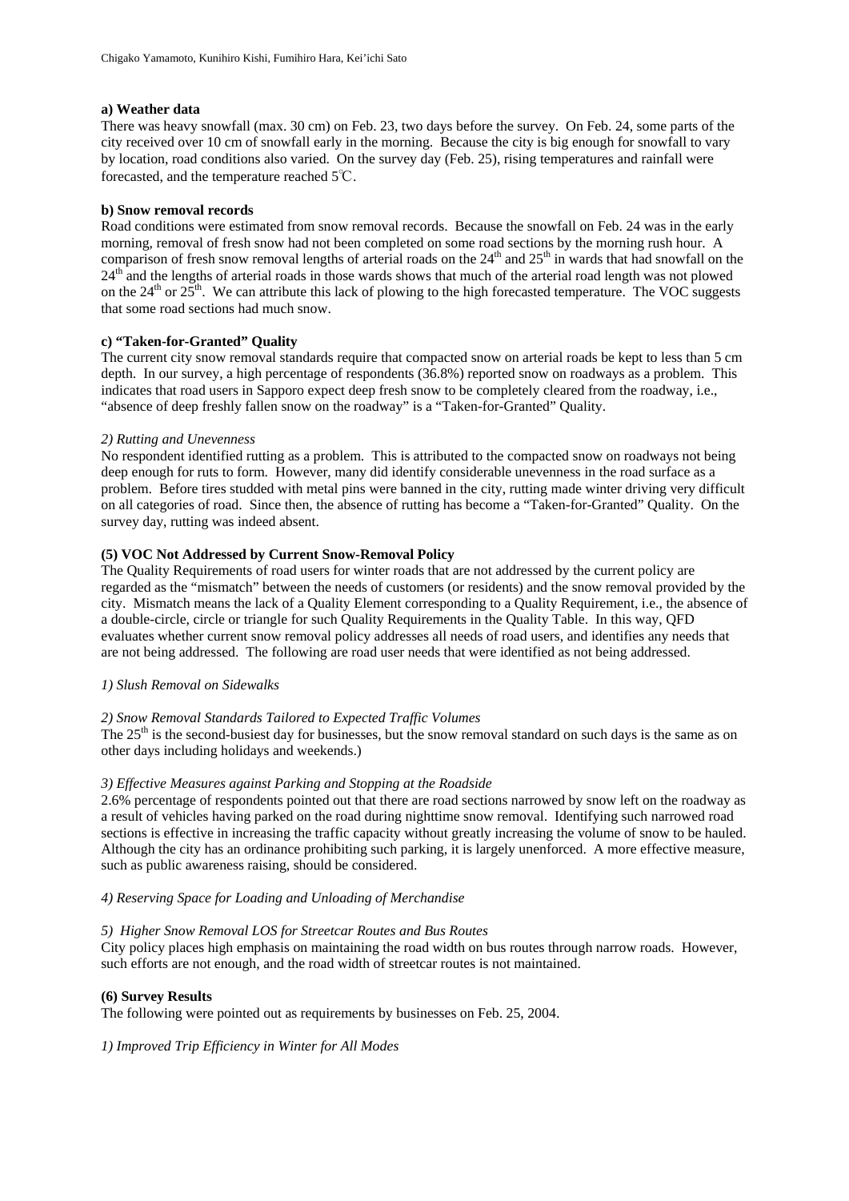**a) Weather data**

There was heavy snowfall (max. 30 cm) on Feb. 23, two days before the survey. On Feb. 24, some parts of the city received over 10 cm of snowfall early in the morning. Because the city is big enough for snowfall to vary by location, road conditions also varied. On the survey day (Feb. 25), rising temperatures and rainfall were forecasted, and the temperature reached 5℃.

**b) Snow removal records**

Road conditions were estimated from snow removal records. Because the snowfall on Feb. 24 was in the early morning, removal of fresh snow had not been completed on some road sections by the morning rush hour. A comparison of fresh snow removal lengths of arterial roads on the 24th and 25th in wards that had snowfall on the 24th and the lengths of arterial roads in those wards shows that much of the arterial road length was not plowed on the 24th or 25th. We can attribute this lack of plowing to the high forecasted temperature. The VOC suggests that some road sections had much snow.

**c) "Taken-for-Granted" Quality**

The current city snow removal standards require that compacted snow on arterial roads be kept to less than 5 cm depth. In our survey, a high percentage of respondents (36.8%) reported snow on roadways as a problem. This indicates that road users in Sapporo expect deep fresh snow to be completely cleared from the roadway, i.e., "absence of deep freshly fallen snow on the roadway" is a "Taken-for-Granted" Quality.

*2) Rutting and Unevenness*

No respondent identified rutting as a problem. This is attributed to the compacted snow on roadways not being deep enough for ruts to form. However, many did identify considerable unevenness in the road surface as a problem. Before tires studded with metal pins were banned in the city, rutting made winter driving very difficult on all categories of road. Since then, the absence of rutting has become a "Taken-for-Granted" Quality. On the survey day, rutting was indeed absent.

**(5) VOC Not Addressed by Current Snow-Removal Policy**

The Quality Requirements of road users for winter roads that are not addressed by the current policy are regarded as the "mismatch" between the needs of customers (or residents) and the snow removal provided by the city. Mismatch means the lack of a Quality Element corresponding to a Quality Requirement, i.e., the absence of a double-circle, circle or triangle for such Quality Requirements in the Quality Table. In this way, QFD evaluates whether current snow removal policy addresses all needs of road users, and identifies any needs that are not being addressed. The following are road user needs that were identified as not being addressed.

*1) Slush Removal on Sidewalks*

*2) Snow Removal Standards Tailored to Expected Traffic Volumes*

The 25th is the second-busiest day for businesses, but the snow removal standard on such days is the same as on other days including holidays and weekends.)

*3) Effective Measures against Parking and Stopping at the Roadside*

2.6% percentage of respondents pointed out that there are road sections narrowed by snow left on the roadway as a result of vehicles having parked on the road during nighttime snow removal. Identifying such narrowed road sections is effective in increasing the traffic capacity without greatly increasing the volume of snow to be hauled. Although the city has an ordinance prohibiting such parking, it is largely unenforced. A more effective measure, such as public awareness raising, should be considered.

*4) Reserving Space for Loading and Unloading of Merchandise*

*5) Higher Snow Removal LOS for Streetcar Routes and Bus Routes*

City policy places high emphasis on maintaining the road width on bus routes through narrow roads. However, such efforts are not enough, and the road width of streetcar routes is not maintained.

**(6) Survey Results**

The following were pointed out as requirements by businesses on Feb. 25, 2004.

*1) Improved Trip Efficiency in Winter for All Modes*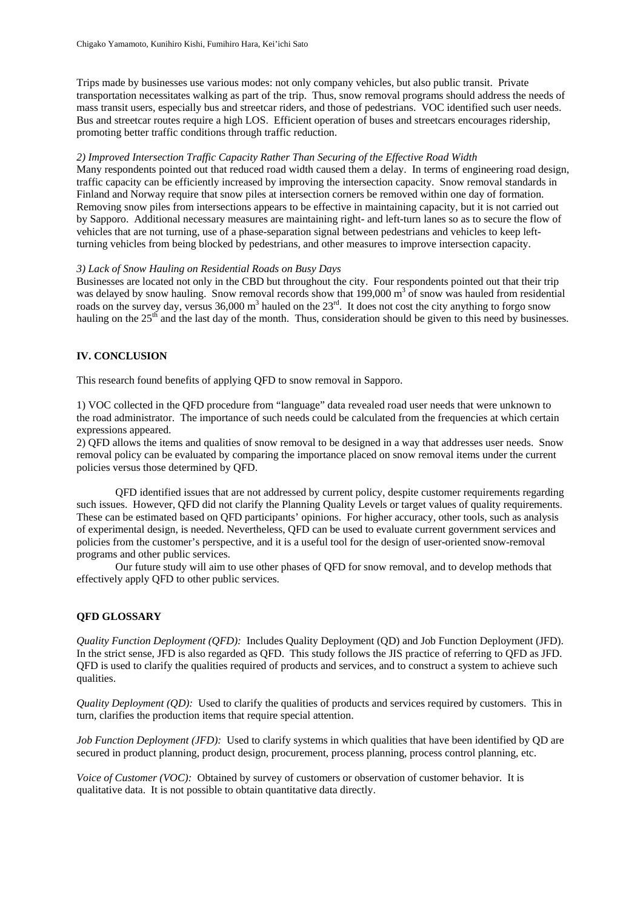Trips made by businesses use various modes: not only company vehicles, but also public transit. Private transportation necessitates walking as part of the trip. Thus, snow removal programs should address the needs of mass transit users, especially bus and streetcar riders, and those of pedestrians. VOC identified such user needs. Bus and streetcar routes require a high LOS. Efficient operation of buses and streetcars encourages ridership, promoting better traffic conditions through traffic reduction.

*2) Improved Intersection Traffic Capacity Rather Than Securing of the Effective Road Width*

Many respondents pointed out that reduced road width caused them a delay. In terms of engineering road design, traffic capacity can be efficiently increased by improving the intersection capacity. Snow removal standards in Finland and Norway require that snow piles at intersection corners be removed within one day of formation. Removing snow piles from intersections appears to be effective in maintaining capacity, but it is not carried out by Sapporo. Additional necessary measures are maintaining right- and left-turn lanes so as to secure the flow of vehicles that are not turning, use of a phase-separation signal between pedestrians and vehicles to keep left-turning vehicles from being blocked by pedestrians, and other measures to improve intersection capacity.

*3) Lack of Snow Hauling on Residential Roads on Busy Days*

Businesses are located not only in the CBD but throughout the city. Four respondents pointed out that their trip was delayed by snow hauling. Snow removal records show that 199,000 $m^3$ of snow was hauled from residential roads on the survey day, versus 36,000 $m^3$ hauled on the 23rd. It does not cost the city anything to forgo snow hauling on the 25th and the last day of the month. Thus, consideration should be given to this need by businesses.

## IV. CONCLUSION

This research found benefits of applying QFD to snow removal in Sapporo.

1) VOC collected in the QFD procedure from "language" data revealed road user needs that were unknown to the road administrator. The importance of such needs could be calculated from the frequencies at which certain expressions appeared.
2) QFD allows the items and qualities of snow removal to be designed in a way that addresses user needs. Snow removal policy can be evaluated by comparing the importance placed on snow removal items under the current policies versus those determined by QFD.

QFD identified issues that are not addressed by current policy, despite customer requirements regarding such issues. However, QFD did not clarify the Planning Quality Levels or target values of quality requirements. These can be estimated based on QFD participants' opinions. For higher accuracy, other tools, such as analysis of experimental design, is needed. Nevertheless, QFD can be used to evaluate current government services and policies from the customer's perspective, and it is a useful tool for the design of user-oriented snow-removal programs and other public services.

Our future study will aim to use other phases of QFD for snow removal, and to develop methods that effectively apply QFD to other public services.

## QFD GLOSSARY

*Quality Function Deployment (QFD):* Includes Quality Deployment (QD) and Job Function Deployment (JFD). In the strict sense, JFD is also regarded as QFD. This study follows the JIS practice of referring to QFD as JFD. QFD is used to clarify the qualities required of products and services, and to construct a system to achieve such qualities.

*Quality Deployment (QD):* Used to clarify the qualities of products and services required by customers. This in turn, clarifies the production items that require special attention.

*Job Function Deployment (JFD):* Used to clarify systems in which qualities that have been identified by QD are secured in product planning, product design, procurement, process planning, process control planning, etc.

*Voice of Customer (VOC):* Obtained by survey of customers or observation of customer behavior. It is qualitative data. It is not possible to obtain quantitative data directly.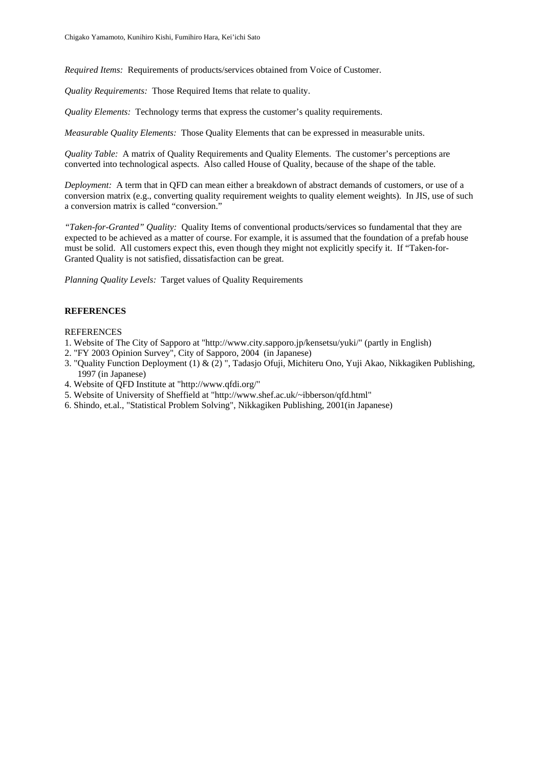*Required Items:* Requirements of products/services obtained from Voice of Customer.

*Quality Requirements:* Those Required Items that relate to quality.

*Quality Elements:* Technology terms that express the customer's quality requirements.

*Measurable Quality Elements:* Those Quality Elements that can be expressed in measurable units.

*Quality Table:* A matrix of Quality Requirements and Quality Elements. The customer's perceptions are converted into technological aspects. Also called House of Quality, because of the shape of the table.

*Deployment:* A term that in QFD can mean either a breakdown of abstract demands of customers, or use of a conversion matrix (e.g., converting quality requirement weights to quality element weights). In JIS, use of such a conversion matrix is called "conversion."

*"Taken-for-Granted" Quality:* Quality Items of conventional products/services so fundamental that they are expected to be achieved as a matter of course. For example, it is assumed that the foundation of a prefab house must be solid. All customers expect this, even though they might not explicitly specify it. If "Taken-for-Granted Quality is not satisfied, dissatisfaction can be great.

*Planning Quality Levels:* Target values of Quality Requirements

## REFERENCES

REFERENCES

1. Website of The City of Sapporo at "http://www.city.sapporo.jp/kensetsu/yuki/" (partly in English)
2. "FY 2003 Opinion Survey", City of Sapporo, 2004 (in Japanese)
3. "Quality Function Deployment (1) & (2) ", Tadasjo Ofuji, Michiteru Ono, Yuji Akao, Nikkagiken Publishing, 1997 (in Japanese)
4. Website of QFD Institute at "http://www.qfdi.org/"
5. Website of University of Sheffield at "http://www.shef.ac.uk/~ibberson/qfd.html"
6. Shindo, et.al., "Statistical Problem Solving", Nikkagiken Publishing, 2001(in Japanese)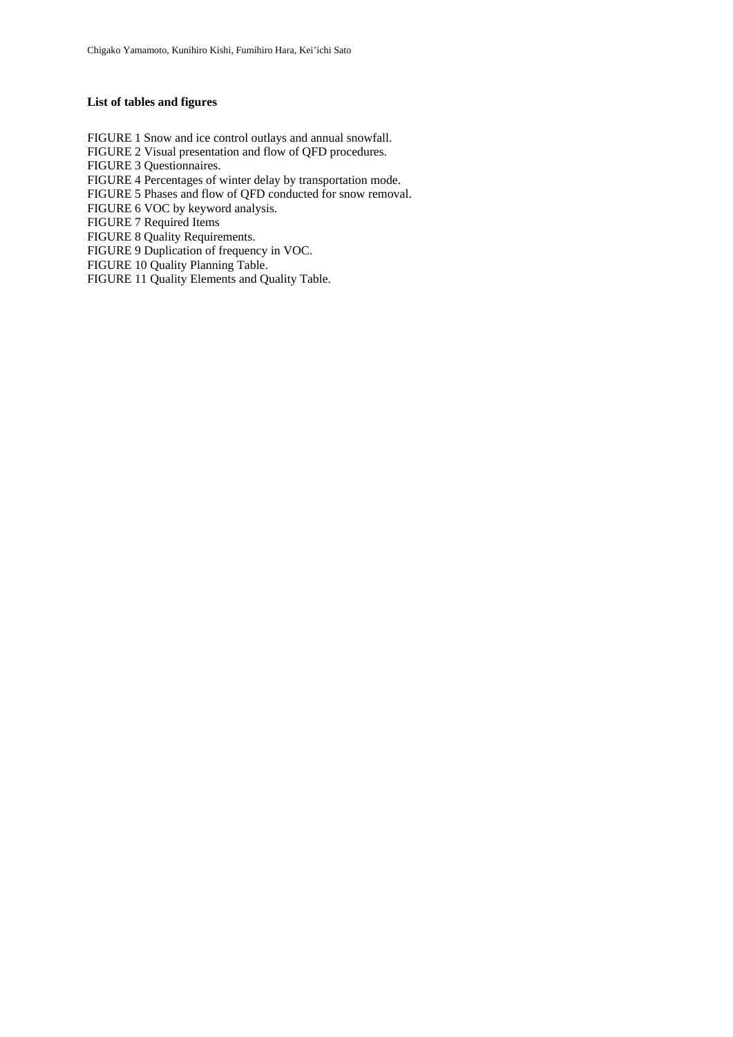**List of tables and figures**

FIGURE 1 Snow and ice control outlays and annual snowfall.
FIGURE 2 Visual presentation and flow of QFD procedures.
FIGURE 3 Questionnaires.
FIGURE 4 Percentages of winter delay by transportation mode.
FIGURE 5 Phases and flow of QFD conducted for snow removal.
FIGURE 6 VOC by keyword analysis.
FIGURE 7 Required Items
FIGURE 8 Quality Requirements.
FIGURE 9 Duplication of frequency in VOC.
FIGURE 10 Quality Planning Table.
FIGURE 11 Quality Elements and Quality Table.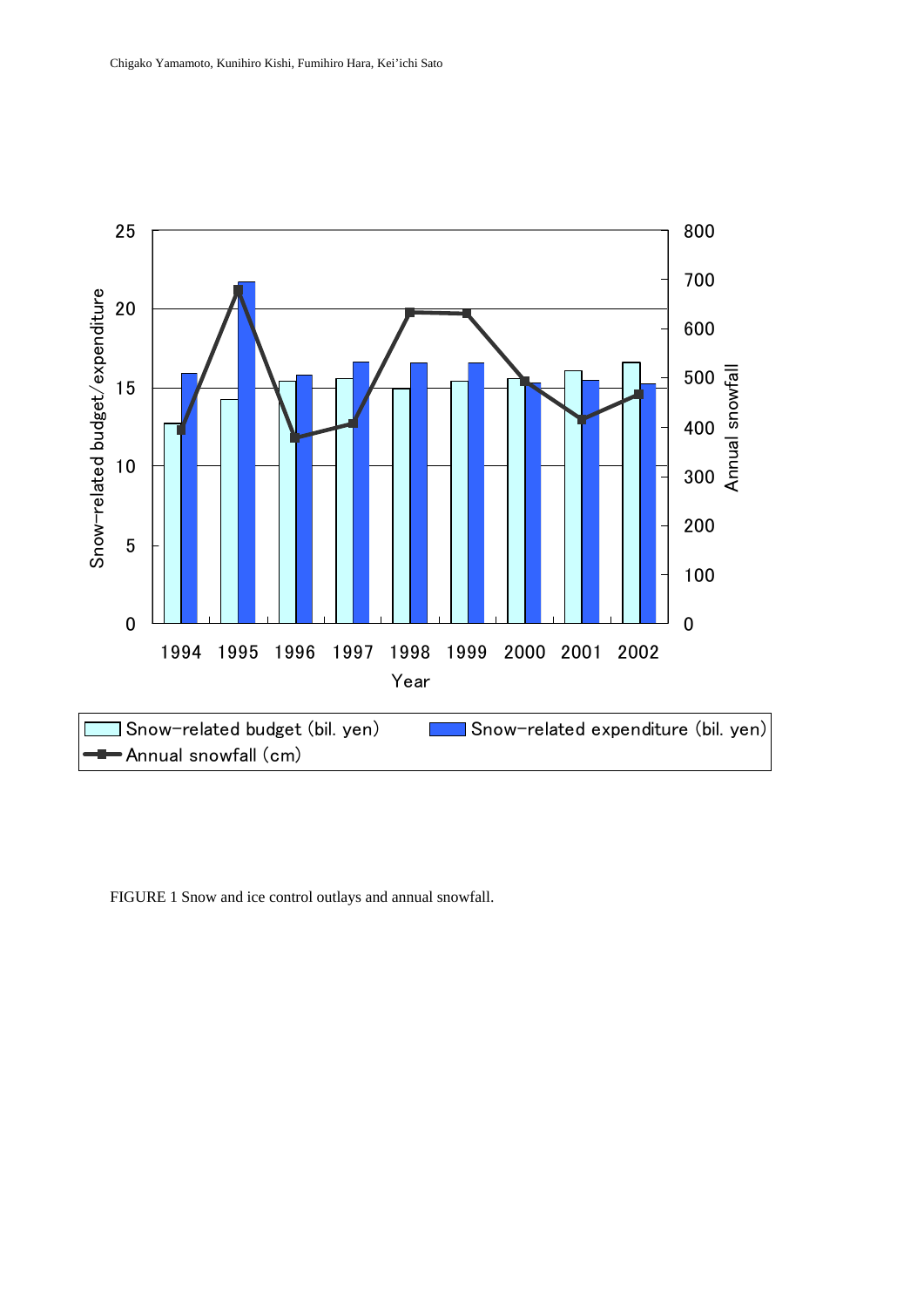FIGURE 1 Snow and ice control outlays and annual snowfall.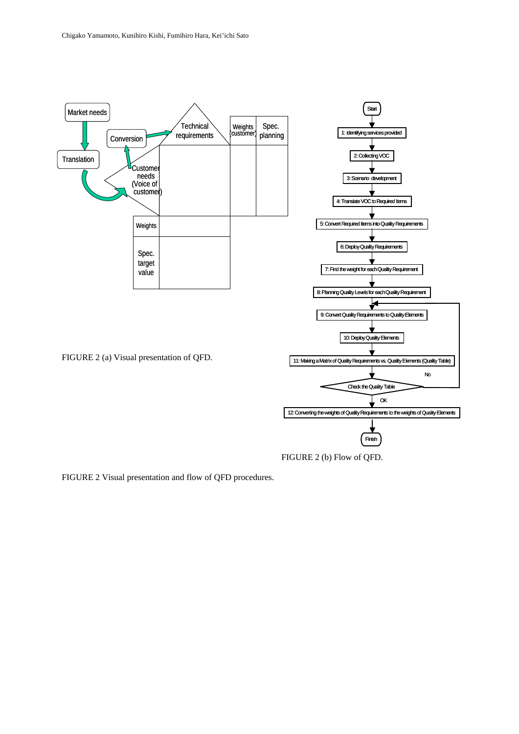FIGURE 2 (a) Visual presentation of QFD.

FIGURE 2 (b) Flow of QFD.

FIGURE 2 Visual presentation and flow of QFD procedures.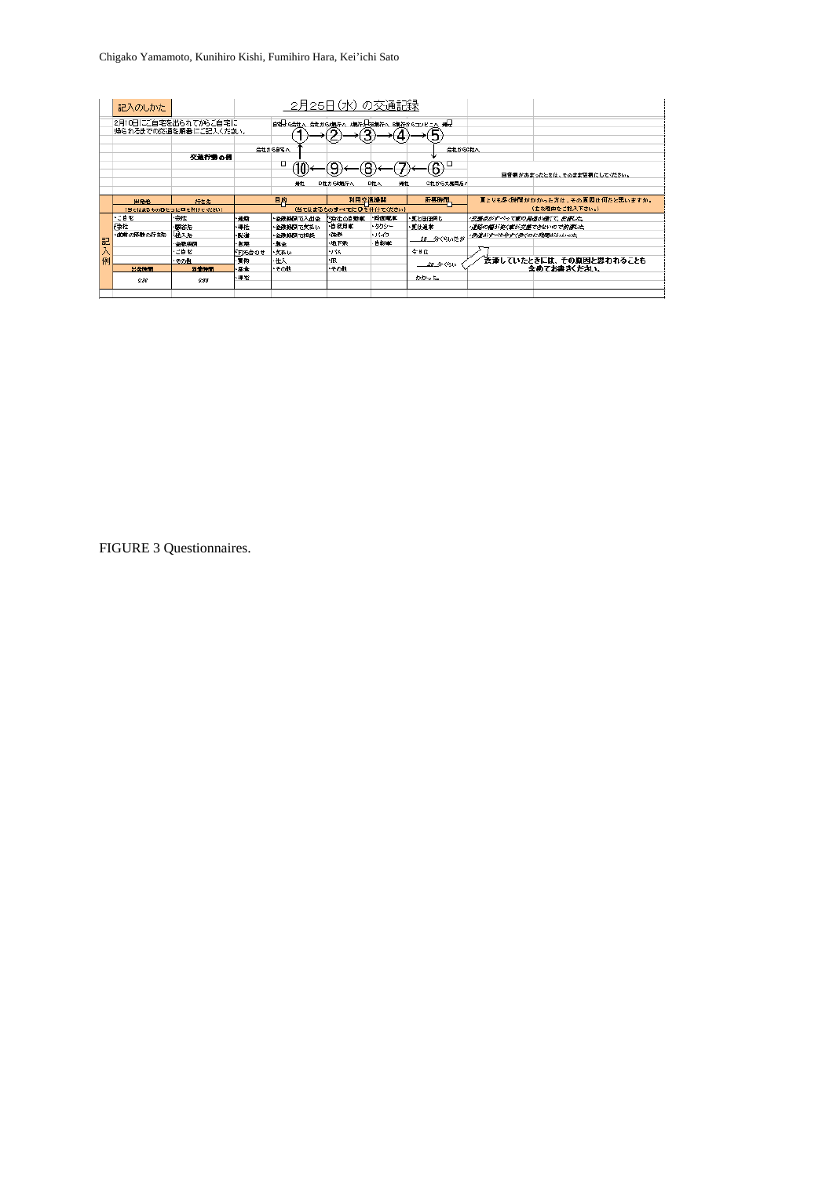記入のしかた

2月25日（水）の交通記録

2月10日にご自宅を出られてからご自宅に帰られるまでの交通を順番にご記入ください。

交通行動の例

① → ② → ③ → ④ → ⑤

⑩ ← ⑨ ← ⑧ ← ⑦ ← ⑥

回答欄があまったときは、そのまま空欄にしてください。

| | 出発地 | 行き先 | 目的 | 利用交通機関 | 所要時間 | 夏よりも多く時間がかかった方は、その原因は何だと思いますか。 |
|---|---|---|---|---|---|---|
| 記入例 | ・ご自宅 ・会社 | ・会社 ・顧客先 ・仕入先 ・金融機関 ・ご自宅 ・その他 | ・通勤 ・帰社 ・配達 ・営業 ・打ち合わせ ・買物 ・昼食 ・帰宅 | ・自家用車 ・地下鉄 ・バス ・JR ・路面電車 ・タクシー ・バイク ・自転車 ・その他 | ・夏とほぼ同じ ・夏は通常 ＿分ぐらいだが 今日は ＿分ぐらい かかった。 | 渋滞していたときには、その原因と思われることも含めてお書きください。 |
| | 出発時間 | 到着時間 | | | | |

FIGURE 3 Questionnaires.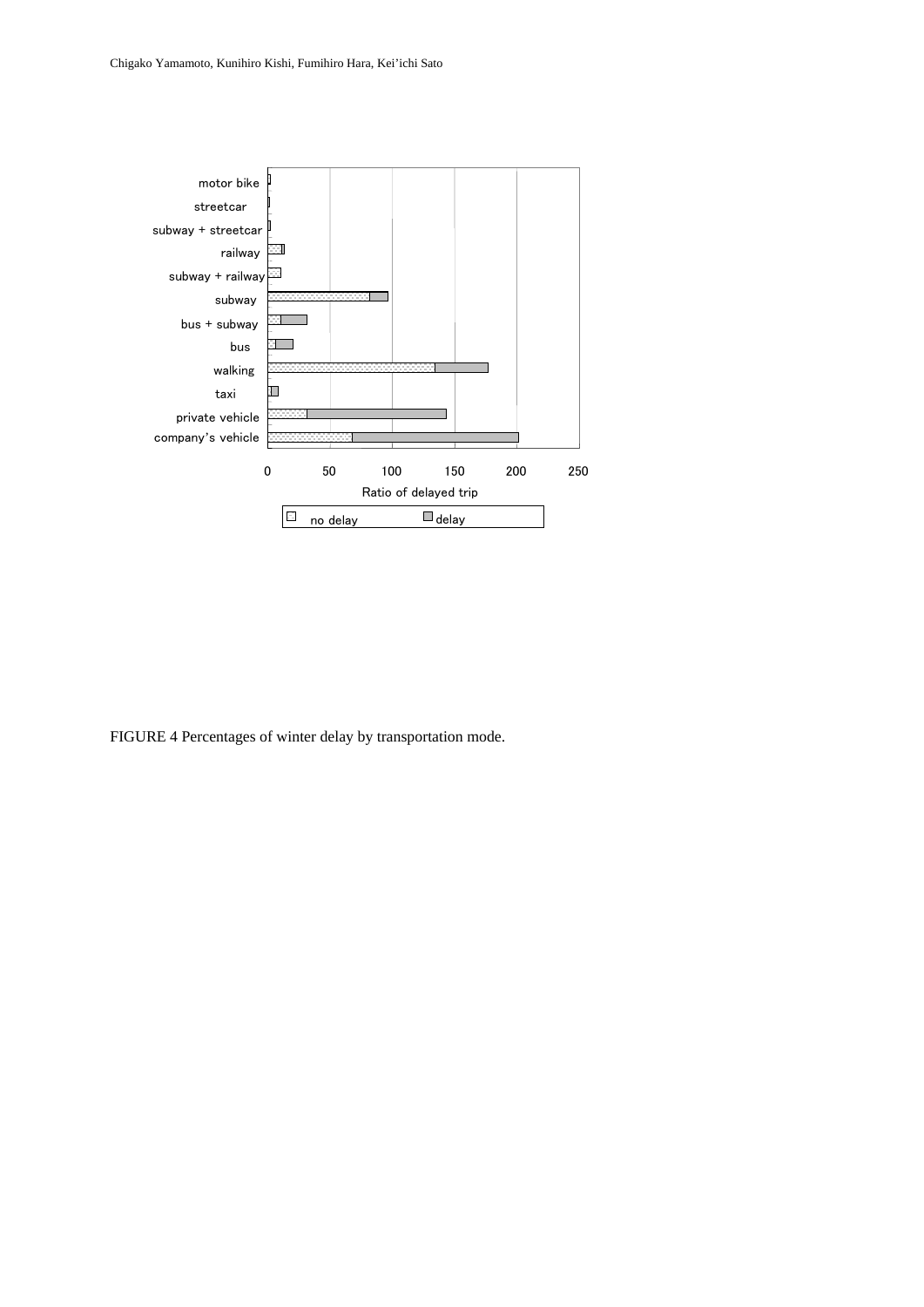FIGURE 4 Percentages of winter delay by transportation mode.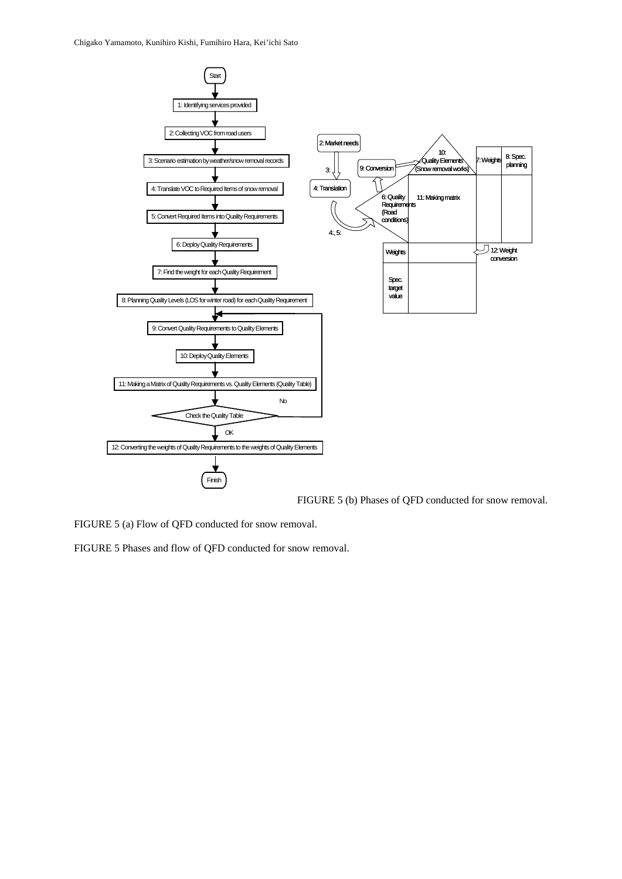FIGURE 5 (b) Phases of QFD conducted for snow removal.

FIGURE 5 (a) Flow of QFD conducted for snow removal.

FIGURE 5 Phases and flow of QFD conducted for snow removal.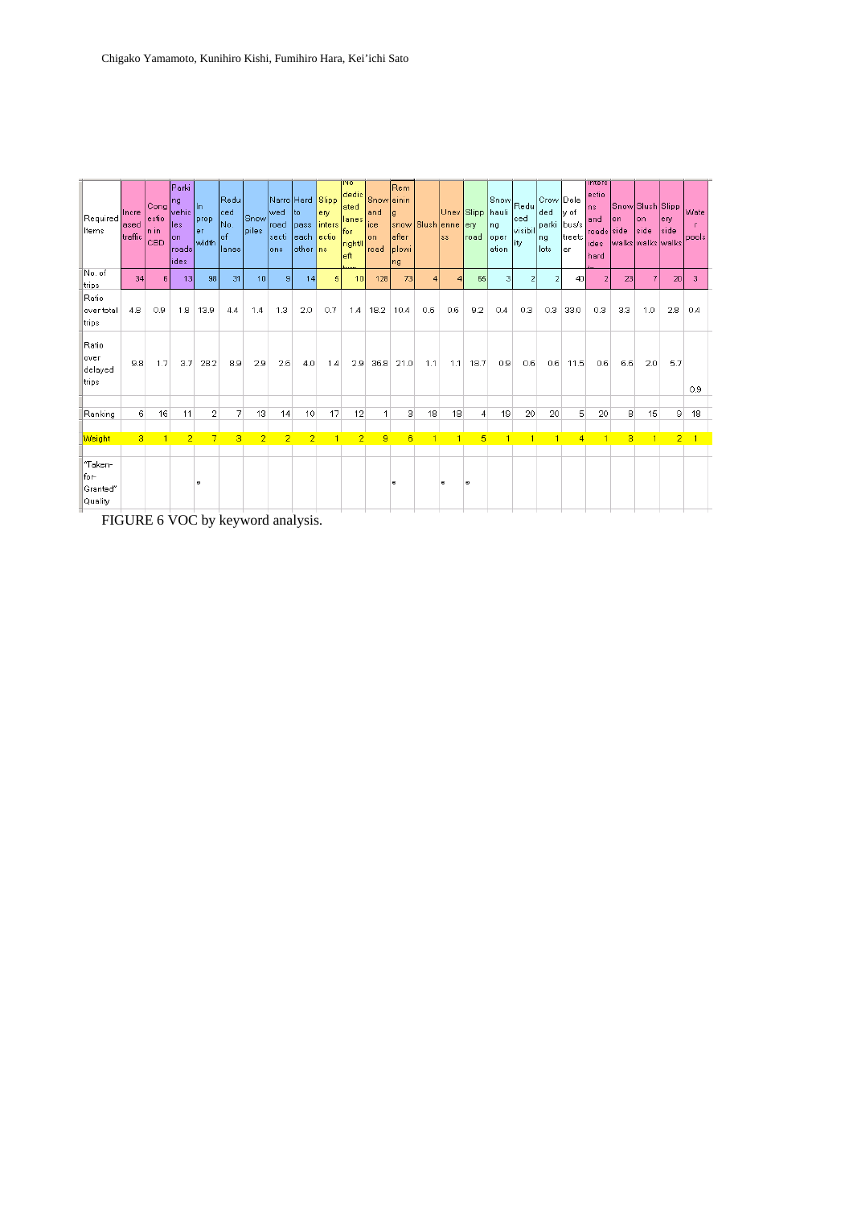| Required Items | Increased traffic | Congestion in CBD | Parking vehicles on roadsides | Improper width | Reduced No. of lanes | Snow piles | Narrowed road sections | Hard to pass each other | Slippery intersections | No dedicated lanes for right/left turn | Snow and ice on road | Remaining snow after plowing | Slush | Unevenness | Slippery road | Snow hauling operation | Reduced visibility | Crowded parking lots | Delay of bus/streetcar | Intersections and roadsides hard | Snow on sidewalks | Slush on sidewalks | Slippery sidewalks | Water pools |
|---|---|---|---|---|---|---|---|---|---|---|---|---|---|---|---|---|---|---|---|---|---|---|---|---|
| No. of trips | 34 | 6 | 13 | 98 | 31 | 10 | 9 | 14 | 5 | 10 | 128 | 73 | 4 | 4 | 65 | 3 | 2 | 2 | 40 | 2 | 23 | 7 | 20 | 3 |
| Ratio over total trips | 4.8 | 0.9 | 1.8 | 13.9 | 4.4 | 1.4 | 1.3 | 2.0 | 0.7 | 1.4 | 18.2 | 10.4 | 0.6 | 0.6 | 9.2 | 0.4 | 0.3 | 0.3 | 33.0 | 0.3 | 3.3 | 1.0 | 2.8 | 0.4 |
| Ratio over delayed trips | 9.8 | 1.7 | 3.7 | 28.2 | 8.9 | 2.9 | 2.6 | 4.0 | 1.4 | 2.9 | 36.8 | 21.0 | 1.1 | 1.1 | 18.7 | 0.9 | 0.6 | 0.6 | 11.5 | 0.6 | 6.6 | 2.0 | 5.7 | 0.9 |
| Ranking | 6 | 16 | 11 | 2 | 7 | 13 | 14 | 10 | 17 | 12 | 1 | 3 | 18 | 18 | 4 | 19 | 20 | 20 | 5 | 20 | 8 | 15 | 9 | 18 |
| Weight | 3 | 1 | 2 | 7 | 3 | 2 | 2 | 2 | 1 | 2 | 9 | 6 | 1 | 1 | 5 | 1 | 1 | 1 | 4 | 1 | 3 | 1 | 2 | 1 |
| "Taken-for-Granted" Quality | | | | o | | | | | | | | o | | o | o | | | | | | | | | |

FIGURE 6 VOC by keyword analysis.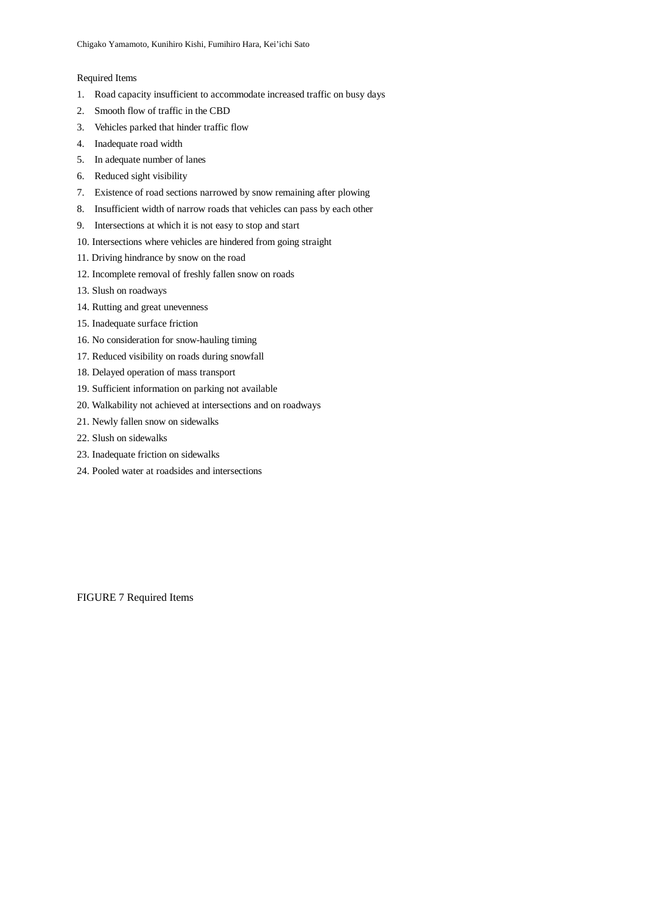Required Items

1. Road capacity insufficient to accommodate increased traffic on busy days
2. Smooth flow of traffic in the CBD
3. Vehicles parked that hinder traffic flow
4. Inadequate road width
5. In adequate number of lanes
6. Reduced sight visibility
7. Existence of road sections narrowed by snow remaining after plowing
8. Insufficient width of narrow roads that vehicles can pass by each other
9. Intersections at which it is not easy to stop and start
10. Intersections where vehicles are hindered from going straight
11. Driving hindrance by snow on the road
12. Incomplete removal of freshly fallen snow on roads
13. Slush on roadways
14. Rutting and great unevenness
15. Inadequate surface friction
16. No consideration for snow-hauling timing
17. Reduced visibility on roads during snowfall
18. Delayed operation of mass transport
19. Sufficient information on parking not available
20. Walkability not achieved at intersections and on roadways
21. Newly fallen snow on sidewalks
22. Slush on sidewalks
23. Inadequate friction on sidewalks
24. Pooled water at roadsides and intersections

FIGURE 7 Required Items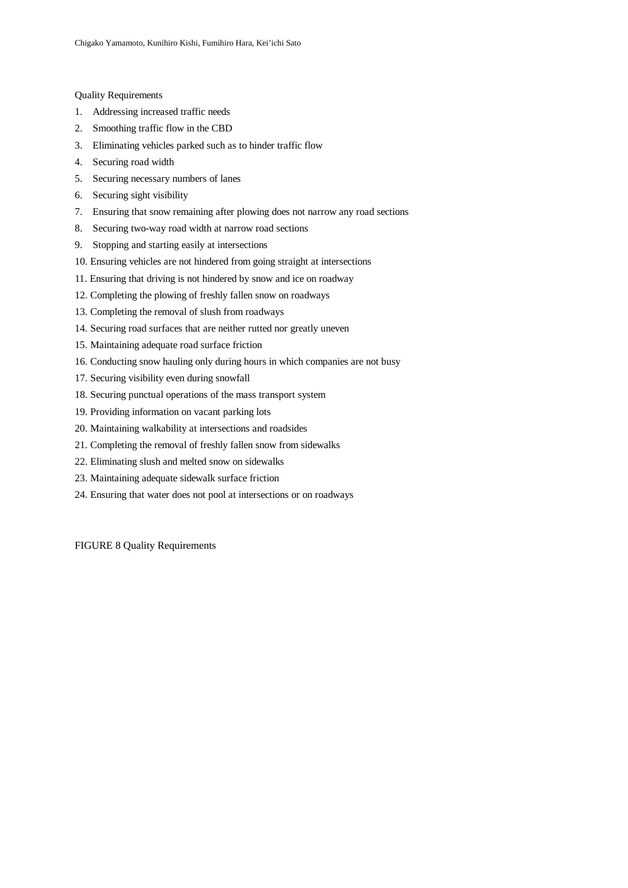Quality Requirements

1. Addressing increased traffic needs
2. Smoothing traffic flow in the CBD
3. Eliminating vehicles parked such as to hinder traffic flow
4. Securing road width
5. Securing necessary numbers of lanes
6. Securing sight visibility
7. Ensuring that snow remaining after plowing does not narrow any road sections
8. Securing two-way road width at narrow road sections
9. Stopping and starting easily at intersections
10. Ensuring vehicles are not hindered from going straight at intersections
11. Ensuring that driving is not hindered by snow and ice on roadway
12. Completing the plowing of freshly fallen snow on roadways
13. Completing the removal of slush from roadways
14. Securing road surfaces that are neither rutted nor greatly uneven
15. Maintaining adequate road surface friction
16. Conducting snow hauling only during hours in which companies are not busy
17. Securing visibility even during snowfall
18. Securing punctual operations of the mass transport system
19. Providing information on vacant parking lots
20. Maintaining walkability at intersections and roadsides
21. Completing the removal of freshly fallen snow from sidewalks
22. Eliminating slush and melted snow on sidewalks
23. Maintaining adequate sidewalk surface friction
24. Ensuring that water does not pool at intersections or on roadways

FIGURE 8 Quality Requirements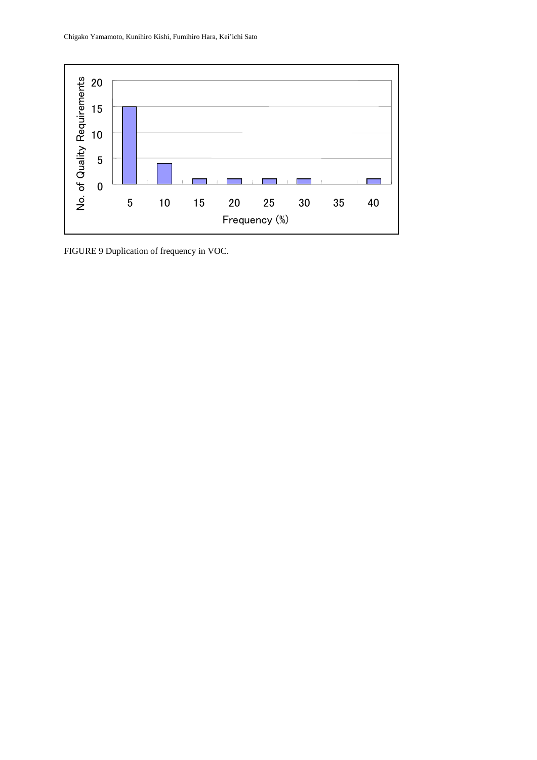FIGURE 9 Duplication of frequency in VOC.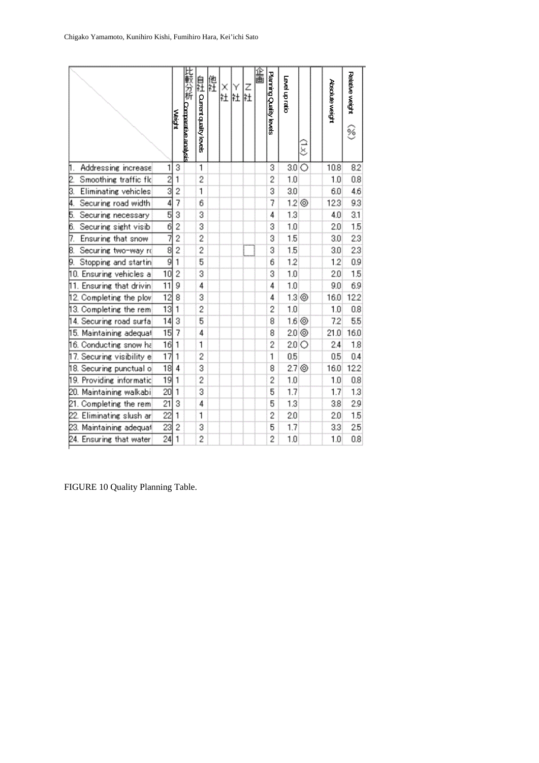| | Weight | 比較分析 Comparative analysis | 自社 Current quality levels | 他社 | X社 | Y社 | Z社 | 企画 | Planning Quality levels | Level up ratio | (1.x) | | Absolute weight | Relative weight (%) |
|---|---|---|---|---|---|---|---|---|---|---|---|---|---|---|
| 1. Addressing increase | 1 | 3 | 1 | | | | | | 3 | 3.0 | ○ | | 10.8 | 8.2 |
| 2. Smoothing traffic flo | 2 | 1 | 2 | | | | | | 2 | 1.0 | | | 1.0 | 0.8 |
| 3. Eliminating vehicles | 3 | 2 | 1 | | | | | | 3 | 3.0 | | | 6.0 | 4.6 |
| 4. Securing road width | 4 | 7 | 6 | | | | | | 7 | 1.2 | ◎ | | 12.3 | 9.3 |
| 5. Securing necessary | 5 | 3 | 3 | | | | | | 4 | 1.3 | | | 4.0 | 3.1 |
| 6. Securing sight visib | 6 | 2 | 3 | | | | | | 3 | 1.0 | | | 2.0 | 1.5 |
| 7. Ensuring that snow | 7 | 2 | 2 | | | | | | 3 | 1.5 | | | 3.0 | 2.3 |
| 8. Securing two-way ro | 8 | 2 | 2 | | | | | | 3 | 1.5 | | | 3.0 | 2.3 |
| 9. Stopping and startin | 9 | 1 | 5 | | | | | | 6 | 1.2 | | | 1.2 | 0.9 |
| 10. Ensuring vehicles a | 10 | 2 | 3 | | | | | | 3 | 1.0 | | | 2.0 | 1.5 |
| 11. Ensuring that drivin | 11 | 9 | 4 | | | | | | 4 | 1.0 | | | 9.0 | 6.9 |
| 12. Completing the plow | 12 | 8 | 3 | | | | | | 4 | 1.3 | ◎ | | 16.0 | 12.2 |
| 13. Completing the rem | 13 | 1 | 2 | | | | | | 2 | 1.0 | | | 1.0 | 0.8 |
| 14. Securing road surfa | 14 | 3 | 5 | | | | | | 8 | 1.6 | ◎ | | 7.2 | 5.5 |
| 15. Maintaining adequat | 15 | 7 | 4 | | | | | | 8 | 2.0 | ◎ | | 21.0 | 16.0 |
| 16. Conducting snow ha | 16 | 1 | 1 | | | | | | 2 | 2.0 | ○ | | 2.4 | 1.8 |
| 17. Securing visibility e | 17 | 1 | 2 | | | | | | 1 | 0.5 | | | 0.5 | 0.4 |
| 18. Securing punctual o | 18 | 4 | 3 | | | | | | 8 | 2.7 | ◎ | | 16.0 | 12.2 |
| 19. Providing informatic | 19 | 1 | 2 | | | | | | 2 | 1.0 | | | 1.0 | 0.8 |
| 20. Maintaining walkabi | 20 | 1 | 3 | | | | | | 5 | 1.7 | | | 1.7 | 1.3 |
| 21. Completing the rem | 21 | 3 | 4 | | | | | | 5 | 1.3 | | | 3.8 | 2.9 |
| 22. Eliminating slush ar | 22 | 1 | 1 | | | | | | 2 | 2.0 | | | 2.0 | 1.5 |
| 23. Maintaining adequat | 23 | 2 | 3 | | | | | | 5 | 1.7 | | | 3.3 | 2.5 |
| 24. Ensuring that water | 24 | 1 | 2 | | | | | | 2 | 1.0 | | | 1.0 | 0.8 |

FIGURE 10 Quality Planning Table.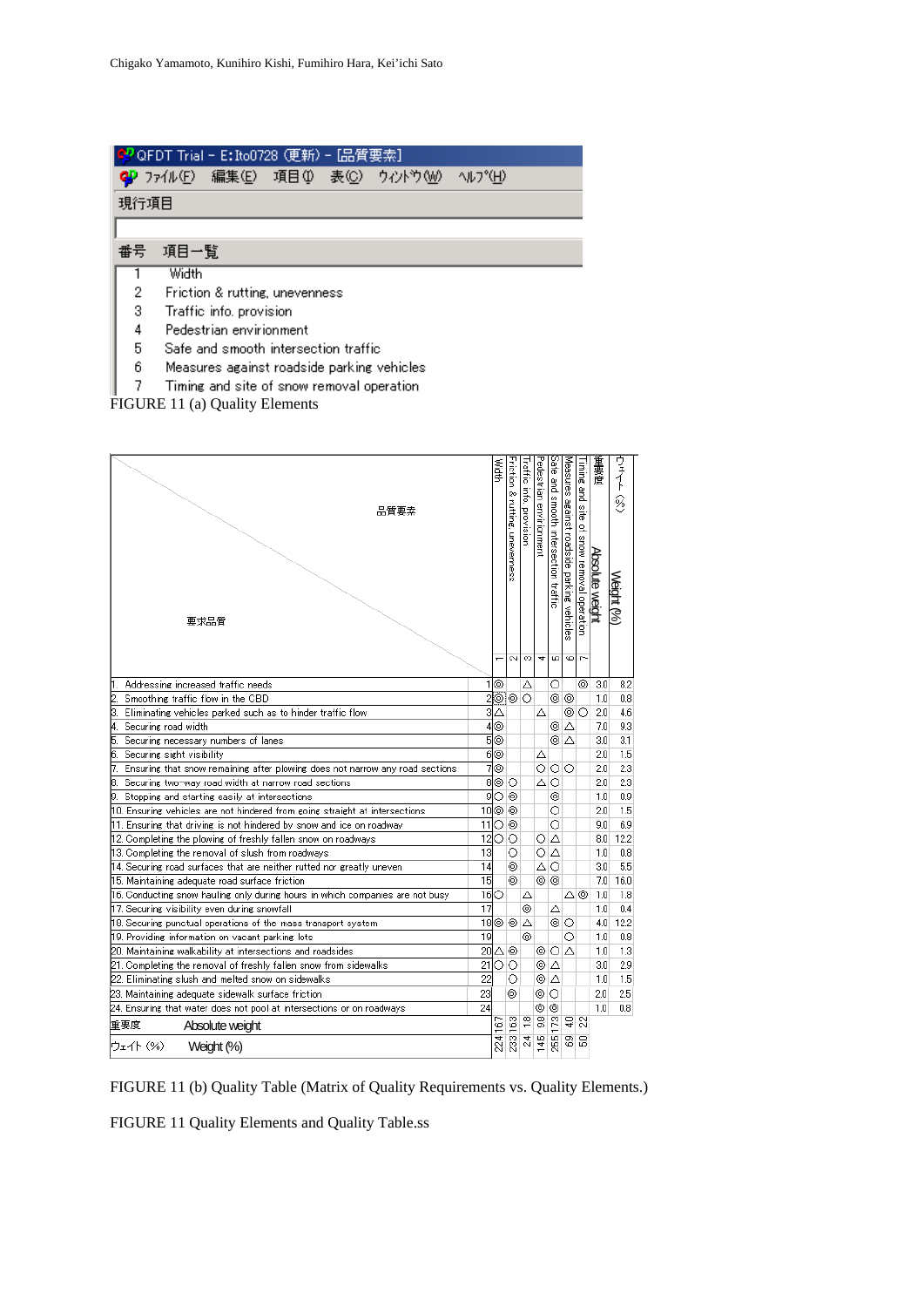QFDT Trial - E:Ito0728 (更新) - [品質要素]

ﾌｧｲﾙ(F) 編集(E) 項目(I) 表(C) ｳｨﾝﾄﾞｳ(W) ﾍﾙﾌﾟ(H)

現行項目

| 番号 | 項目一覧 |
| --- | --- |
| 1 | Width |
| 2 | Friction & rutting, unevenness |
| 3 | Traffic info. provision |
| 4 | Pedestrian environment |
| 5 | Safe and smooth intersection traffic |
| 6 | Measures against roadside parking vehicles |
| 7 | Timing and site of snow removal operation |

FIGURE 11 (a) Quality Elements

| 要求品質 \ 品質要素 | | Width (1) | Friction & rutting, unevenness (2) | Traffic info. provision (3) | Pedestrian environment (4) | Safe and smooth intersection traffic (5) | Measures against roadside parking vehicles (6) | Timing and site of snow removal operation (7) | 重要度 Absolute weight | ウェイト (%) Weight (%) |
| --- | --- | --- | --- | --- | --- | --- | --- | --- | --- | --- |
| 1. Addressing increased traffic needs | 1 | ◎ | | △ | | ○ | | ◎ | 3.0 | 8.2 |
| 2. Smoothing traffic flow in the CBD | 2 | ◎ | ◎ | ○ | | ◎ | ◎ | | 1.0 | 0.8 |
| 3. Eliminating vehicles parked such as to hinder traffic flow | 3 | △ | | | △ | | ◎ | ○ | 2.0 | 4.6 |
| 4. Securing road width | 4 | ◎ | | | | ◎ | △ | | 7.0 | 9.3 |
| 5. Securing necessary numbers of lanes | 5 | ◎ | | | | ◎ | △ | | 3.0 | 3.1 |
| 6. Securing sight visibility | 6 | ◎ | | | △ | | | | 2.0 | 1.5 |
| 7. Ensuring that snow remaining after plowing does not narrow any road sections | 7 | ◎ | | | ○ | ○ | ○ | | 2.0 | 2.3 |
| 8. Securing two-way road width at narrow road sections | 8 | ◎ | ○ | | △ | ○ | | | 2.0 | 2.3 |
| 9. Stopping and starting easily at intersections | 9 | ○ | ◎ | | | ◎ | | | 1.0 | 0.9 |
| 10. Ensuring vehicles are not hindered from going straight at intersections | 10 | ◎ | ◎ | | | ○ | | | 2.0 | 1.5 |
| 11. Ensuring that driving is not hindered by snow and ice on roadway | 11 | ○ | ◎ | | | ○ | | | 9.0 | 6.9 |
| 12. Completing the plowing of freshly fallen snow on roadways | 12 | ○ | ○ | | ○ | △ | | | 8.0 | 12.2 |
| 13. Completing the removal of slush from roadways | 13 | | ○ | | ○ | △ | | | 1.0 | 0.8 |
| 14. Securing road surfaces that are neither rutted nor greatly uneven | 14 | | ◎ | | △ | ○ | | | 3.0 | 5.5 |
| 15. Maintaining adequate road surface friction | 15 | | ◎ | | ◎ | ◎ | | | 7.0 | 16.0 |
| 16. Conducting snow hauling only during hours in which companies are not busy | 16 | ○ | | △ | | | △ | ◎ | 1.0 | 1.8 |
| 17. Securing visibility even during snowfall | 17 | | | ◎ | | △ | | | 1.0 | 0.4 |
| 18. Securing punctual operations of the mass transport system | 18 | ◎ | ◎ | △ | | ◎ | ○ | | 4.0 | 12.2 |
| 19. Providing information on vacant parking lots | 19 | | | ◎ | | | ○ | | 1.0 | 0.8 |
| 20. Maintaining walkability at intersections and roadsides | 20 | △ | ◎ | | ◎ | ○ | △ | | 1.0 | 1.3 |
| 21. Completing the removal of freshly fallen snow from sidewalks | 21 | ○ | ○ | | ◎ | △ | | | 3.0 | 2.9 |
| 22. Eliminating slush and melted snow on sidewalks | 22 | | ○ | | ◎ | △ | | | 1.0 | 1.5 |
| 23. Maintaining adequate sidewalk surface friction | 23 | | ◎ | | ◎ | ○ | | | 2.0 | 2.5 |
| 24. Ensuring that water does not pool at intersections or on roadways | 24 | | | | ◎ | ◎ | | | 1.0 | 0.8 |
| 重要度 Absolute weight | | 167 | 163 | 18 | 99 | 173 | 40 | 22 | | |
| ウェイト (%) Weight (%) | | 224 | 233 | 24 | 145 | 255 | 69 | 50 | | |

FIGURE 11 (b) Quality Table (Matrix of Quality Requirements vs. Quality Elements.)

FIGURE 11 Quality Elements and Quality Table.ss